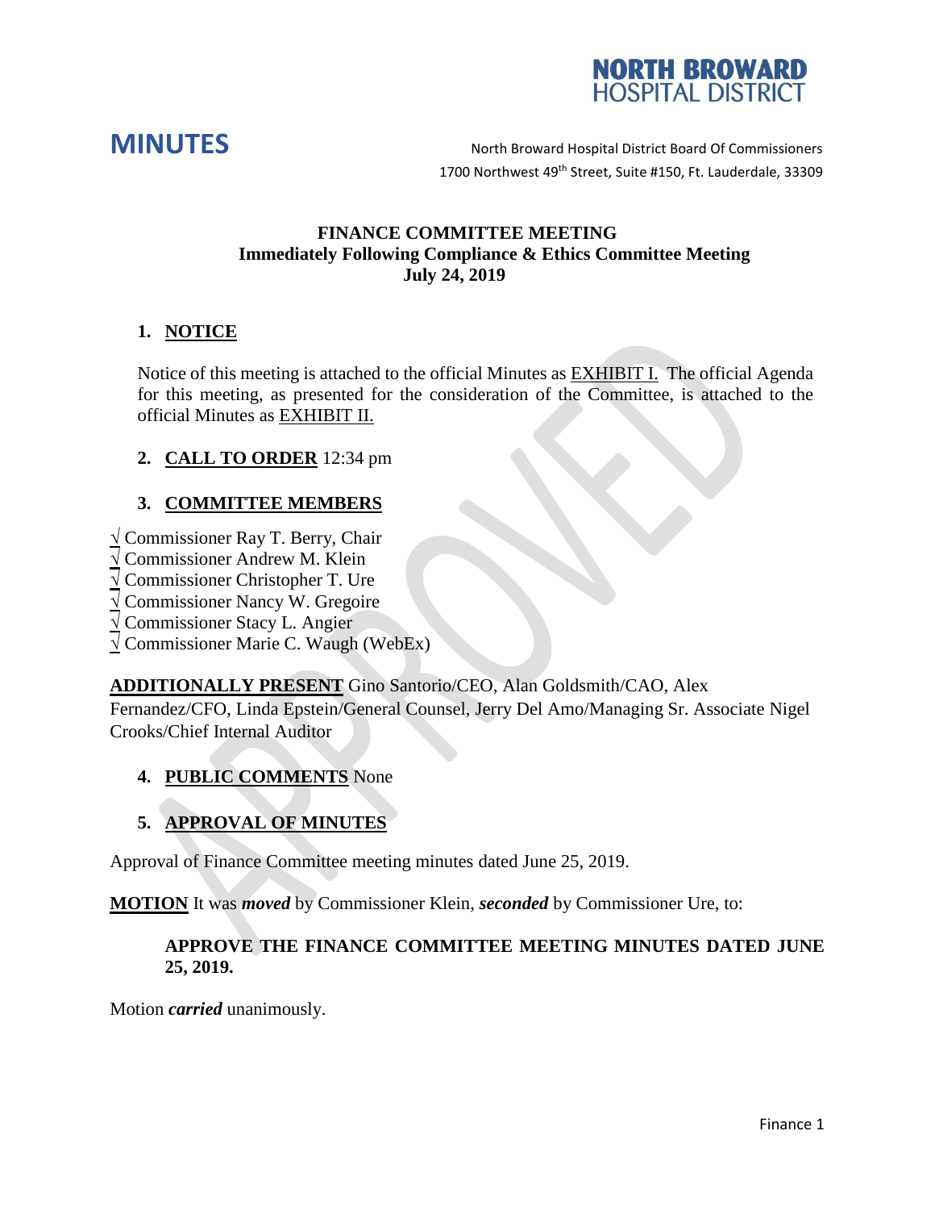NORTH BROWARD HOSPITAL DISTRICT

# MINUTES

North Broward Hospital District Board Of Commissioners
1700 Northwest 49th Street, Suite #150, Ft. Lauderdale, 33309

**FINANCE COMMITTEE MEETING**
**Immediately Following Compliance & Ethics Committee Meeting**
**July 24, 2019**

## 1. NOTICE

Notice of this meeting is attached to the official Minutes as EXHIBIT I. The official Agenda for this meeting, as presented for the consideration of the Committee, is attached to the official Minutes as EXHIBIT II.

## 2. CALL TO ORDER 12:34 pm

## 3. COMMITTEE MEMBERS

√ Commissioner Ray T. Berry, Chair
√ Commissioner Andrew M. Klein
√ Commissioner Christopher T. Ure
√ Commissioner Nancy W. Gregoire
√ Commissioner Stacy L. Angier
√ Commissioner Marie C. Waugh (WebEx)

**ADDITIONALLY PRESENT** Gino Santorio/CEO, Alan Goldsmith/CAO, Alex Fernandez/CFO, Linda Epstein/General Counsel, Jerry Del Amo/Managing Sr. Associate Nigel Crooks/Chief Internal Auditor

## 4. PUBLIC COMMENTS None

## 5. APPROVAL OF MINUTES

Approval of Finance Committee meeting minutes dated June 25, 2019.

**MOTION** It was ***moved*** by Commissioner Klein, ***seconded*** by Commissioner Ure, to:

**APPROVE THE FINANCE COMMITTEE MEETING MINUTES DATED JUNE 25, 2019.**

Motion ***carried*** unanimously.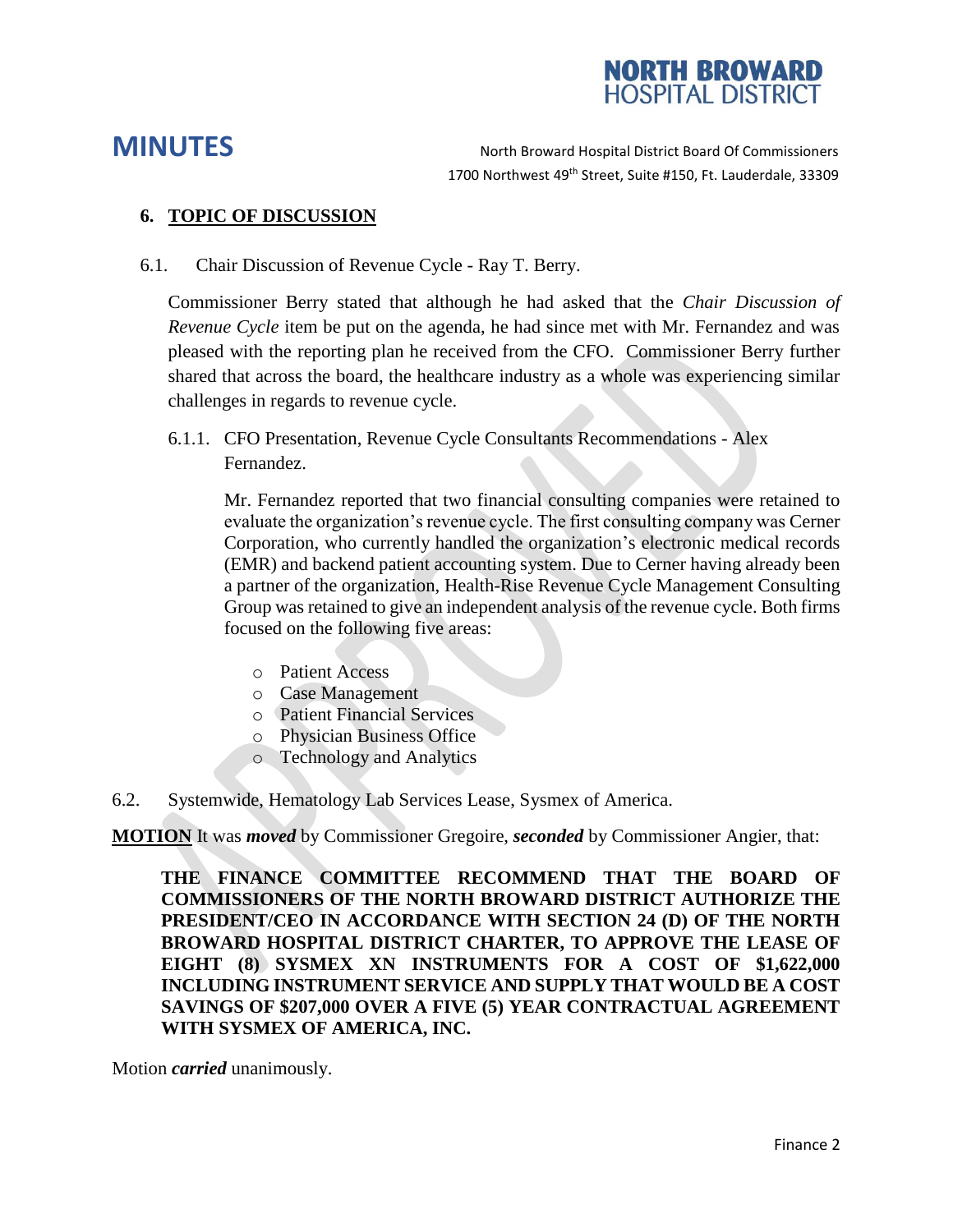# MINUTES

North Broward Hospital District Board Of Commissioners
1700 Northwest 49th Street, Suite #150, Ft. Lauderdale, 33309

## 6. TOPIC OF DISCUSSION

6.1. Chair Discussion of Revenue Cycle - Ray T. Berry.

Commissioner Berry stated that although he had asked that the *Chair Discussion of Revenue Cycle* item be put on the agenda, he had since met with Mr. Fernandez and was pleased with the reporting plan he received from the CFO. Commissioner Berry further shared that across the board, the healthcare industry as a whole was experiencing similar challenges in regards to revenue cycle.

6.1.1. CFO Presentation, Revenue Cycle Consultants Recommendations - Alex Fernandez.

Mr. Fernandez reported that two financial consulting companies were retained to evaluate the organization's revenue cycle. The first consulting company was Cerner Corporation, who currently handled the organization's electronic medical records (EMR) and backend patient accounting system. Due to Cerner having already been a partner of the organization, Health-Rise Revenue Cycle Management Consulting Group was retained to give an independent analysis of the revenue cycle. Both firms focused on the following five areas:

- Patient Access
- Case Management
- Patient Financial Services
- Physician Business Office
- Technology and Analytics

6.2. Systemwide, Hematology Lab Services Lease, Sysmex of America.

**MOTION** It was ***moved*** by Commissioner Gregoire, ***seconded*** by Commissioner Angier, that:

**THE FINANCE COMMITTEE RECOMMEND THAT THE BOARD OF COMMISSIONERS OF THE NORTH BROWARD DISTRICT AUTHORIZE THE PRESIDENT/CEO IN ACCORDANCE WITH SECTION 24 (D) OF THE NORTH BROWARD HOSPITAL DISTRICT CHARTER, TO APPROVE THE LEASE OF EIGHT (8) SYSMEX XN INSTRUMENTS FOR A COST OF $1,622,000 INCLUDING INSTRUMENT SERVICE AND SUPPLY THAT WOULD BE A COST SAVINGS OF $207,000 OVER A FIVE (5) YEAR CONTRACTUAL AGREEMENT WITH SYSMEX OF AMERICA, INC.**

Motion ***carried*** unanimously.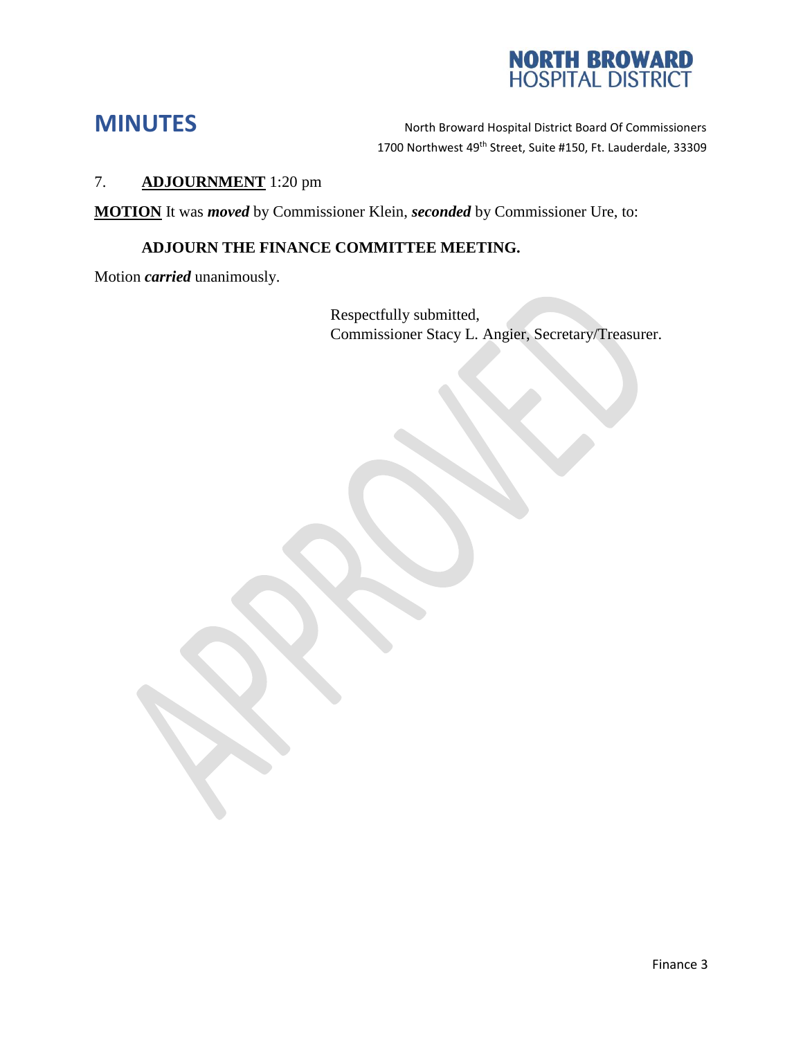7. **ADJOURNMENT** 1:20 pm

**MOTION** It was ***moved*** by Commissioner Klein, ***seconded*** by Commissioner Ure, to:

**ADJOURN THE FINANCE COMMITTEE MEETING.**

Motion ***carried*** unanimously.

Respectfully submitted,
Commissioner Stacy L. Angier, Secretary/Treasurer.